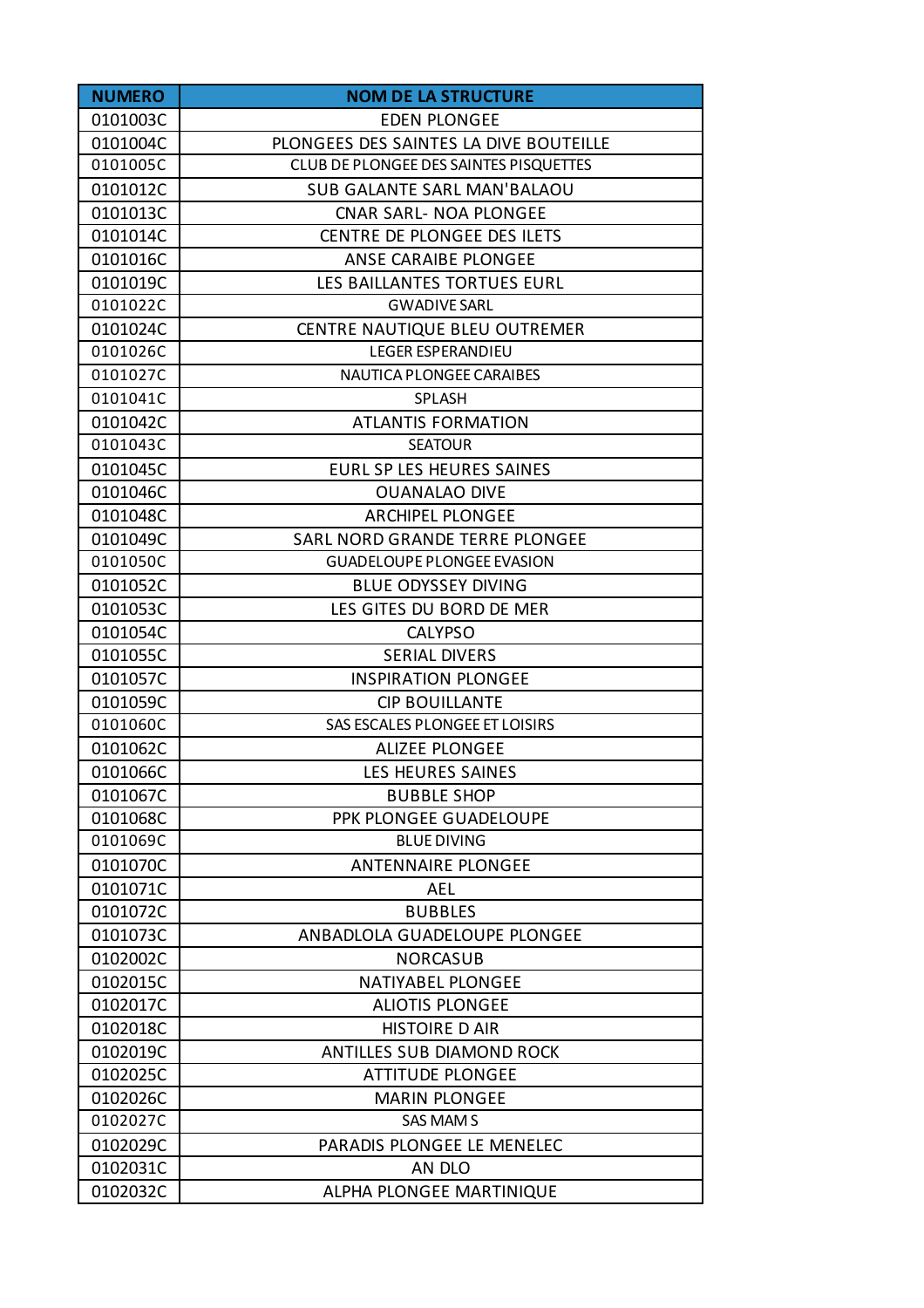| NUMERO | NOM DE LA STRUCTURE |
| --- | --- |
| 0101003C | EDEN PLONGEE |
| 0101004C | PLONGEES DES SAINTES LA DIVE BOUTEILLE |
| 0101005C | CLUB DE PLONGEE DES SAINTES PISQUETTES |
| 0101012C | SUB GALANTE SARL MAN'BALAOU |
| 0101013C | CNAR SARL- NOA PLONGEE |
| 0101014C | CENTRE DE PLONGEE DES ILETS |
| 0101016C | ANSE CARAIBE PLONGEE |
| 0101019C | LES BAILLANTES TORTUES EURL |
| 0101022C | GWADIVE SARL |
| 0101024C | CENTRE NAUTIQUE BLEU OUTREMER |
| 0101026C | LEGER ESPERANDIEU |
| 0101027C | NAUTICA PLONGEE CARAIBES |
| 0101041C | SPLASH |
| 0101042C | ATLANTIS FORMATION |
| 0101043C | SEATOUR |
| 0101045C | EURL SP LES HEURES SAINES |
| 0101046C | OUANALAO DIVE |
| 0101048C | ARCHIPEL PLONGEE |
| 0101049C | SARL NORD GRANDE TERRE PLONGEE |
| 0101050C | GUADELOUPE PLONGEE EVASION |
| 0101052C | BLUE ODYSSEY DIVING |
| 0101053C | LES GITES DU BORD DE MER |
| 0101054C | CALYPSO |
| 0101055C | SERIAL DIVERS |
| 0101057C | INSPIRATION PLONGEE |
| 0101059C | CIP BOUILLANTE |
| 0101060C | SAS ESCALES PLONGEE ET LOISIRS |
| 0101062C | ALIZEE PLONGEE |
| 0101066C | LES HEURES SAINES |
| 0101067C | BUBBLE SHOP |
| 0101068C | PPK PLONGEE GUADELOUPE |
| 0101069C | BLUE DIVING |
| 0101070C | ANTENNAIRE PLONGEE |
| 0101071C | AEL |
| 0101072C | BUBBLES |
| 0101073C | ANBADLOLA GUADELOUPE PLONGEE |
| 0102002C | NORCASUB |
| 0102015C | NATIYABEL PLONGEE |
| 0102017C | ALIOTIS PLONGEE |
| 0102018C | HISTOIRE D AIR |
| 0102019C | ANTILLES SUB DIAMOND ROCK |
| 0102025C | ATTITUDE PLONGEE |
| 0102026C | MARIN PLONGEE |
| 0102027C | SAS MAM S |
| 0102029C | PARADIS PLONGEE LE MENELEC |
| 0102031C | AN DLO |
| 0102032C | ALPHA PLONGEE MARTINIQUE |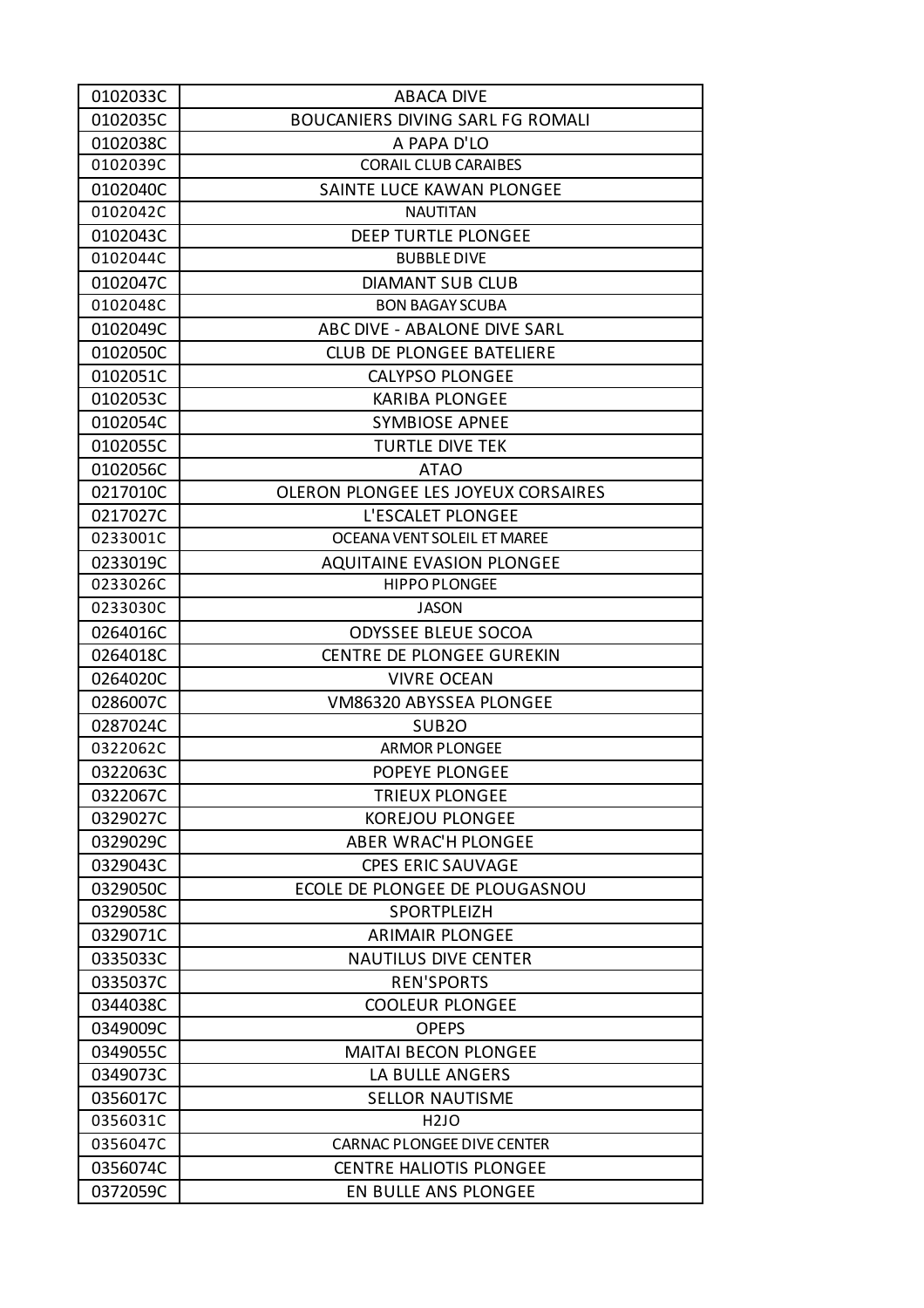| 0102033C | ABACA DIVE |
|---|---|
| 0102035C | BOUCANIERS DIVING SARL FG ROMALI |
| 0102038C | A PAPA D'LO |
| 0102039C | CORAIL CLUB CARAIBES |
| 0102040C | SAINTE LUCE KAWAN PLONGEE |
| 0102042C | NAUTITAN |
| 0102043C | DEEP TURTLE PLONGEE |
| 0102044C | BUBBLE DIVE |
| 0102047C | DIAMANT SUB CLUB |
| 0102048C | BON BAGAY SCUBA |
| 0102049C | ABC DIVE - ABALONE DIVE SARL |
| 0102050C | CLUB DE PLONGEE BATELIERE |
| 0102051C | CALYPSO PLONGEE |
| 0102053C | KARIBA PLONGEE |
| 0102054C | SYMBIOSE APNEE |
| 0102055C | TURTLE DIVE TEK |
| 0102056C | ATAO |
| 0217010C | OLERON PLONGEE LES JOYEUX CORSAIRES |
| 0217027C | L'ESCALET PLONGEE |
| 0233001C | OCEANA VENT SOLEIL ET MAREE |
| 0233019C | AQUITAINE EVASION PLONGEE |
| 0233026C | HIPPO PLONGEE |
| 0233030C | JASON |
| 0264016C | ODYSSEE BLEUE SOCOA |
| 0264018C | CENTRE DE PLONGEE GUREKIN |
| 0264020C | VIVRE OCEAN |
| 0286007C | VM86320 ABYSSEA PLONGEE |
| 0287024C | SUB2O |
| 0322062C | ARMOR PLONGEE |
| 0322063C | POPEYE PLONGEE |
| 0322067C | TRIEUX PLONGEE |
| 0329027C | KOREJOU PLONGEE |
| 0329029C | ABER WRAC'H PLONGEE |
| 0329043C | CPES ERIC SAUVAGE |
| 0329050C | ECOLE DE PLONGEE DE PLOUGASNOU |
| 0329058C | SPORTPLEIZH |
| 0329071C | ARIMAIR PLONGEE |
| 0335033C | NAUTILUS DIVE CENTER |
| 0335037C | REN'SPORTS |
| 0344038C | COOLEUR PLONGEE |
| 0349009C | OPEPS |
| 0349055C | MAITAI BECON PLONGEE |
| 0349073C | LA BULLE ANGERS |
| 0356017C | SELLOR NAUTISME |
| 0356031C | H2JO |
| 0356047C | CARNAC PLONGEE DIVE CENTER |
| 0356074C | CENTRE HALIOTIS PLONGEE |
| 0372059C | EN BULLE ANS PLONGEE |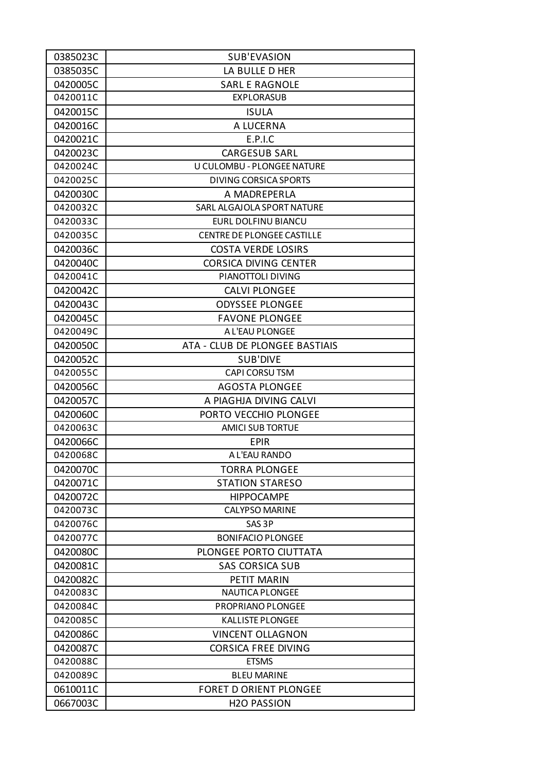| | |
|---|---|
| 0385023C | SUB'EVASION |
| 0385035C | LA BULLE D HER |
| 0420005C | SARL E RAGNOLE |
| 0420011C | EXPLORASUB |
| 0420015C | ISULA |
| 0420016C | A LUCERNA |
| 0420021C | E.P.I.C |
| 0420023C | CARGESUB SARL |
| 0420024C | U CULOMBU - PLONGEE NATURE |
| 0420025C | DIVING CORSICA SPORTS |
| 0420030C | A MADREPERLA |
| 0420032C | SARL ALGAJOLA SPORT NATURE |
| 0420033C | EURL DOLFINU BIANCU |
| 0420035C | CENTRE DE PLONGEE CASTILLE |
| 0420036C | COSTA VERDE LOSIRS |
| 0420040C | CORSICA DIVING CENTER |
| 0420041C | PIANOTTOLI DIVING |
| 0420042C | CALVI PLONGEE |
| 0420043C | ODYSSEE PLONGEE |
| 0420045C | FAVONE PLONGEE |
| 0420049C | A L'EAU PLONGEE |
| 0420050C | ATA - CLUB DE PLONGEE BASTIAIS |
| 0420052C | SUB'DIVE |
| 0420055C | CAPI CORSU TSM |
| 0420056C | AGOSTA PLONGEE |
| 0420057C | A PIAGHJA DIVING CALVI |
| 0420060C | PORTO VECCHIO PLONGEE |
| 0420063C | AMICI SUB TORTUE |
| 0420066C | EPIR |
| 0420068C | A L'EAU RANDO |
| 0420070C | TORRA PLONGEE |
| 0420071C | STATION STARESO |
| 0420072C | HIPPOCAMPE |
| 0420073C | CALYPSO MARINE |
| 0420076C | SAS 3P |
| 0420077C | BONIFACIO PLONGEE |
| 0420080C | PLONGEE PORTO CIUTTATA |
| 0420081C | SAS CORSICA SUB |
| 0420082C | PETIT MARIN |
| 0420083C | NAUTICA PLONGEE |
| 0420084C | PROPRIANO PLONGEE |
| 0420085C | KALLISTE PLONGEE |
| 0420086C | VINCENT OLLAGNON |
| 0420087C | CORSICA FREE DIVING |
| 0420088C | ETSMS |
| 0420089C | BLEU MARINE |
| 0610011C | FORET D ORIENT PLONGEE |
| 0667003C | H2O PASSION |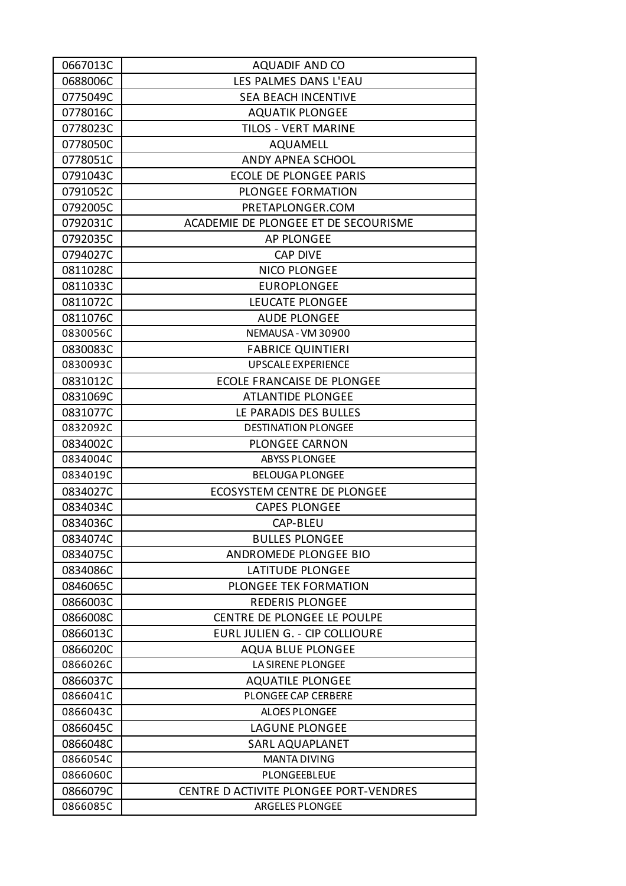| 0667013C | AQUADIF AND CO |
|---|---|
| 0688006C | LES PALMES DANS L'EAU |
| 0775049C | SEA BEACH INCENTIVE |
| 0778016C | AQUATIK PLONGEE |
| 0778023C | TILOS - VERT MARINE |
| 0778050C | AQUAMELL |
| 0778051C | ANDY APNEA SCHOOL |
| 0791043C | ECOLE DE PLONGEE PARIS |
| 0791052C | PLONGEE FORMATION |
| 0792005C | PRETAPLONGER.COM |
| 0792031C | ACADEMIE DE PLONGEE ET DE SECOURISME |
| 0792035C | AP PLONGEE |
| 0794027C | CAP DIVE |
| 0811028C | NICO PLONGEE |
| 0811033C | EUROPLONGEE |
| 0811072C | LEUCATE PLONGEE |
| 0811076C | AUDE PLONGEE |
| 0830056C | NEMAUSA - VM 30900 |
| 0830083C | FABRICE QUINTIERI |
| 0830093C | UPSCALE EXPERIENCE |
| 0831012C | ECOLE FRANCAISE DE PLONGEE |
| 0831069C | ATLANTIDE PLONGEE |
| 0831077C | LE PARADIS DES BULLES |
| 0832092C | DESTINATION PLONGEE |
| 0834002C | PLONGEE CARNON |
| 0834004C | ABYSS PLONGEE |
| 0834019C | BELOUGA PLONGEE |
| 0834027C | ECOSYSTEM CENTRE DE PLONGEE |
| 0834034C | CAPES PLONGEE |
| 0834036C | CAP-BLEU |
| 0834074C | BULLES PLONGEE |
| 0834075C | ANDROMEDE PLONGEE BIO |
| 0834086C | LATITUDE PLONGEE |
| 0846065C | PLONGEE TEK FORMATION |
| 0866003C | REDERIS PLONGEE |
| 0866008C | CENTRE DE PLONGEE LE POULPE |
| 0866013C | EURL JULIEN G. - CIP COLLIOURE |
| 0866020C | AQUA BLUE PLONGEE |
| 0866026C | LA SIRENE PLONGEE |
| 0866037C | AQUATILE PLONGEE |
| 0866041C | PLONGEE CAP CERBERE |
| 0866043C | ALOES PLONGEE |
| 0866045C | LAGUNE PLONGEE |
| 0866048C | SARL AQUAPLANET |
| 0866054C | MANTA DIVING |
| 0866060C | PLONGEEBLEUE |
| 0866079C | CENTRE D ACTIVITE PLONGEE PORT-VENDRES |
| 0866085C | ARGELES PLONGEE |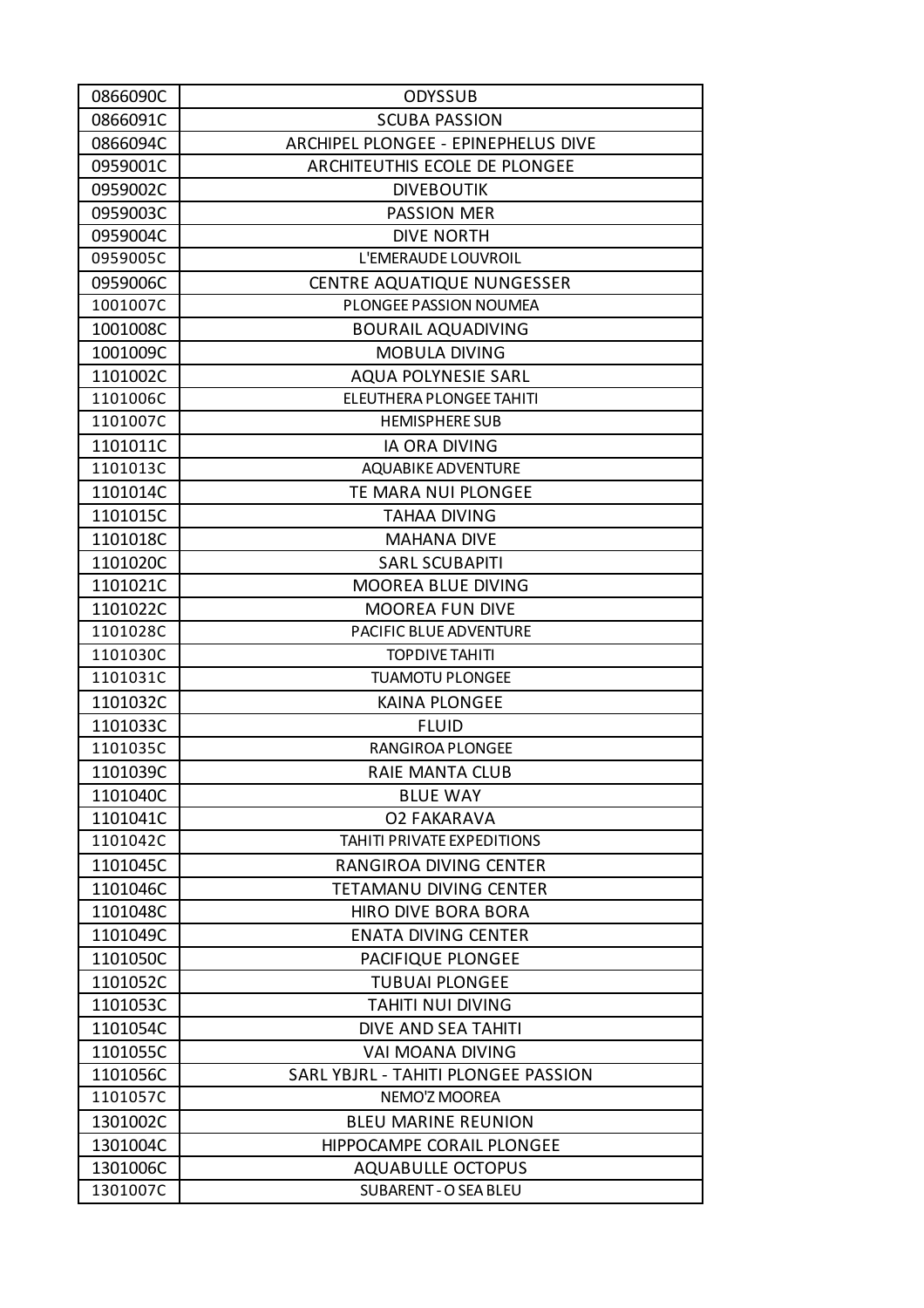| 0866090C | ODYSSUB |
|---|---|
| 0866091C | SCUBA PASSION |
| 0866094C | ARCHIPEL PLONGEE - EPINEPHELUS DIVE |
| 0959001C | ARCHITEUTHIS ECOLE DE PLONGEE |
| 0959002C | DIVEBOUTIK |
| 0959003C | PASSION MER |
| 0959004C | DIVE NORTH |
| 0959005C | L'EMERAUDE LOUVROIL |
| 0959006C | CENTRE AQUATIQUE NUNGESSER |
| 1001007C | PLONGEE PASSION NOUMEA |
| 1001008C | BOURAIL AQUADIVING |
| 1001009C | MOBULA DIVING |
| 1101002C | AQUA POLYNESIE SARL |
| 1101006C | ELEUTHERA PLONGEE TAHITI |
| 1101007C | HEMISPHERE SUB |
| 1101011C | IA ORA DIVING |
| 1101013C | AQUABIKE ADVENTURE |
| 1101014C | TE MARA NUI PLONGEE |
| 1101015C | TAHAA DIVING |
| 1101018C | MAHANA DIVE |
| 1101020C | SARL SCUBAPITI |
| 1101021C | MOOREA BLUE DIVING |
| 1101022C | MOOREA FUN DIVE |
| 1101028C | PACIFIC BLUE ADVENTURE |
| 1101030C | TOPDIVE TAHITI |
| 1101031C | TUAMOTU PLONGEE |
| 1101032C | KAINA PLONGEE |
| 1101033C | FLUID |
| 1101035C | RANGIROA PLONGEE |
| 1101039C | RAIE MANTA CLUB |
| 1101040C | BLUE WAY |
| 1101041C | O2 FAKARAVA |
| 1101042C | TAHITI PRIVATE EXPEDITIONS |
| 1101045C | RANGIROA DIVING CENTER |
| 1101046C | TETAMANU DIVING CENTER |
| 1101048C | HIRO DIVE BORA BORA |
| 1101049C | ENATA DIVING CENTER |
| 1101050C | PACIFIQUE PLONGEE |
| 1101052C | TUBUAI PLONGEE |
| 1101053C | TAHITI NUI DIVING |
| 1101054C | DIVE AND SEA TAHITI |
| 1101055C | VAI MOANA DIVING |
| 1101056C | SARL YBJRL - TAHITI PLONGEE PASSION |
| 1101057C | NEMO'Z MOOREA |
| 1301002C | BLEU MARINE REUNION |
| 1301004C | HIPPOCAMPE CORAIL PLONGEE |
| 1301006C | AQUABULLE OCTOPUS |
| 1301007C | SUBARENT - O SEA BLEU |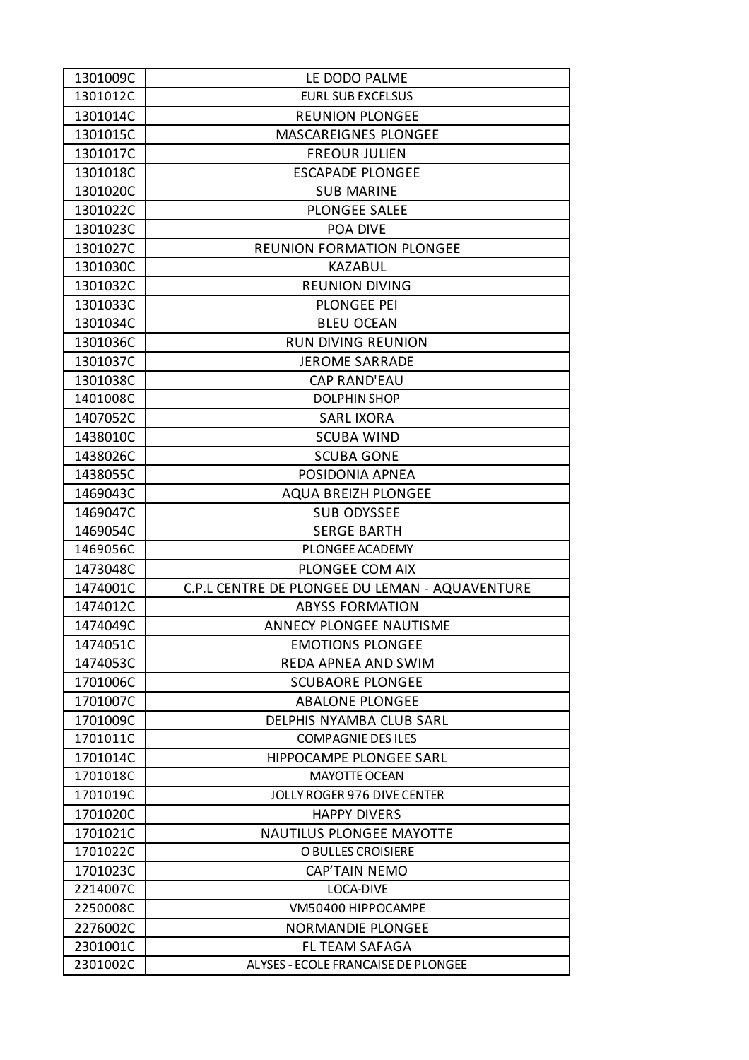| | |
|---|---|
| 1301009C | LE DODO PALME |
| 1301012C | EURL SUB EXCELSUS |
| 1301014C | REUNION PLONGEE |
| 1301015C | MASCAREIGNES PLONGEE |
| 1301017C | FREOUR JULIEN |
| 1301018C | ESCAPADE PLONGEE |
| 1301020C | SUB MARINE |
| 1301022C | PLONGEE SALEE |
| 1301023C | POA DIVE |
| 1301027C | REUNION FORMATION PLONGEE |
| 1301030C | KAZABUL |
| 1301032C | REUNION DIVING |
| 1301033C | PLONGEE PEI |
| 1301034C | BLEU OCEAN |
| 1301036C | RUN DIVING REUNION |
| 1301037C | JEROME SARRADE |
| 1301038C | CAP RAND'EAU |
| 1401008C | DOLPHIN SHOP |
| 1407052C | SARL IXORA |
| 1438010C | SCUBA WIND |
| 1438026C | SCUBA GONE |
| 1438055C | POSIDONIA APNEA |
| 1469043C | AQUA BREIZH PLONGEE |
| 1469047C | SUB ODYSSEE |
| 1469054C | SERGE BARTH |
| 1469056C | PLONGEE ACADEMY |
| 1473048C | PLONGEE COM AIX |
| 1474001C | C.P.L CENTRE DE PLONGEE DU LEMAN - AQUAVENTURE |
| 1474012C | ABYSS FORMATION |
| 1474049C | ANNECY PLONGEE NAUTISME |
| 1474051C | EMOTIONS PLONGEE |
| 1474053C | REDA APNEA AND SWIM |
| 1701006C | SCUBAORE PLONGEE |
| 1701007C | ABALONE PLONGEE |
| 1701009C | DELPHIS NYAMBA CLUB SARL |
| 1701011C | COMPAGNIE DES ILES |
| 1701014C | HIPPOCAMPE PLONGEE SARL |
| 1701018C | MAYOTTE OCEAN |
| 1701019C | JOLLY ROGER 976 DIVE CENTER |
| 1701020C | HAPPY DIVERS |
| 1701021C | NAUTILUS PLONGEE MAYOTTE |
| 1701022C | O BULLES CROISIERE |
| 1701023C | CAP'TAIN NEMO |
| 2214007C | LOCA-DIVE |
| 2250008C | VM50400 HIPPOCAMPE |
| 2276002C | NORMANDIE PLONGEE |
| 2301001C | FL TEAM SAFAGA |
| 2301002C | ALYSES - ECOLE FRANCAISE DE PLONGEE |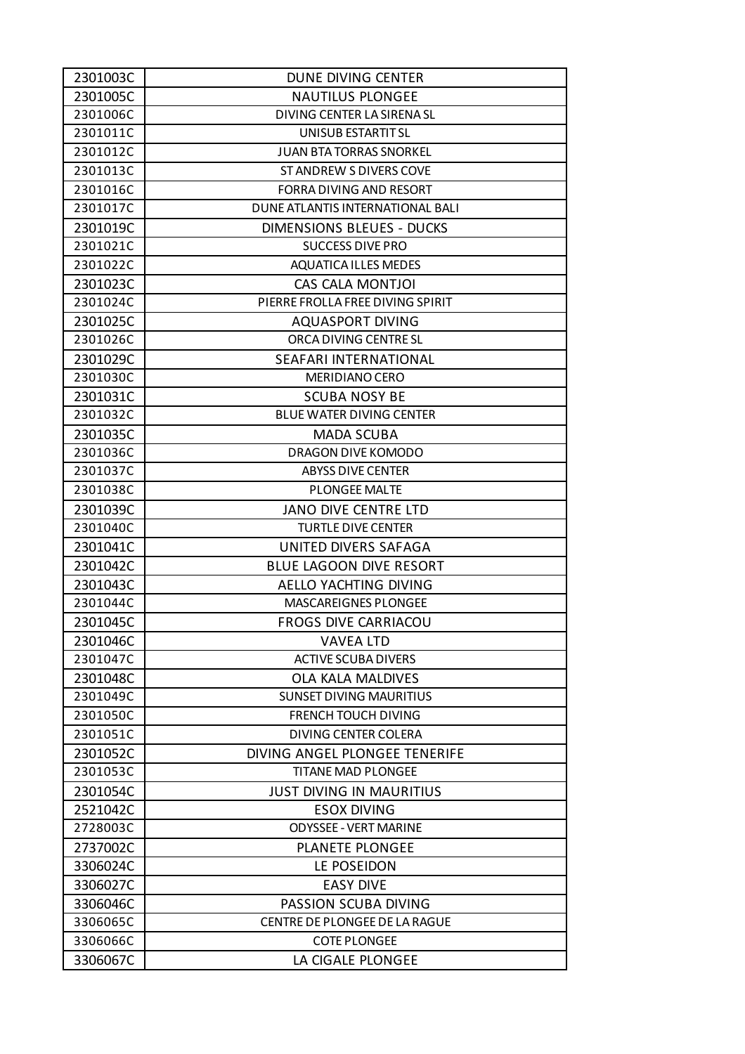| 2301003C | DUNE DIVING CENTER |
|---|---|
| 2301005C | NAUTILUS PLONGEE |
| 2301006C | DIVING CENTER LA SIRENA SL |
| 2301011C | UNISUB ESTARTIT SL |
| 2301012C | JUAN BTA TORRAS SNORKEL |
| 2301013C | ST ANDREW S DIVERS COVE |
| 2301016C | FORRA DIVING AND RESORT |
| 2301017C | DUNE ATLANTIS INTERNATIONAL BALI |
| 2301019C | DIMENSIONS BLEUES - DUCKS |
| 2301021C | SUCCESS DIVE PRO |
| 2301022C | AQUATICA ILLES MEDES |
| 2301023C | CAS CALA MONTJOI |
| 2301024C | PIERRE FROLLA FREE DIVING SPIRIT |
| 2301025C | AQUASPORT DIVING |
| 2301026C | ORCA DIVING CENTRE SL |
| 2301029C | SEAFARI INTERNATIONAL |
| 2301030C | MERIDIANO CERO |
| 2301031C | SCUBA NOSY BE |
| 2301032C | BLUE WATER DIVING CENTER |
| 2301035C | MADA SCUBA |
| 2301036C | DRAGON DIVE KOMODO |
| 2301037C | ABYSS DIVE CENTER |
| 2301038C | PLONGEE MALTE |
| 2301039C | JANO DIVE CENTRE LTD |
| 2301040C | TURTLE DIVE CENTER |
| 2301041C | UNITED DIVERS SAFAGA |
| 2301042C | BLUE LAGOON DIVE RESORT |
| 2301043C | AELLO YACHTING DIVING |
| 2301044C | MASCAREIGNES PLONGEE |
| 2301045C | FROGS DIVE CARRIACOU |
| 2301046C | VAVEA LTD |
| 2301047C | ACTIVE SCUBA DIVERS |
| 2301048C | OLA KALA MALDIVES |
| 2301049C | SUNSET DIVING MAURITIUS |
| 2301050C | FRENCH TOUCH DIVING |
| 2301051C | DIVING CENTER COLERA |
| 2301052C | DIVING ANGEL PLONGEE TENERIFE |
| 2301053C | TITANE MAD PLONGEE |
| 2301054C | JUST DIVING IN MAURITIUS |
| 2521042C | ESOX DIVING |
| 2728003C | ODYSSEE - VERT MARINE |
| 2737002C | PLANETE PLONGEE |
| 3306024C | LE POSEIDON |
| 3306027C | EASY DIVE |
| 3306046C | PASSION SCUBA DIVING |
| 3306065C | CENTRE DE PLONGEE DE LA RAGUE |
| 3306066C | COTE PLONGEE |
| 3306067C | LA CIGALE PLONGEE |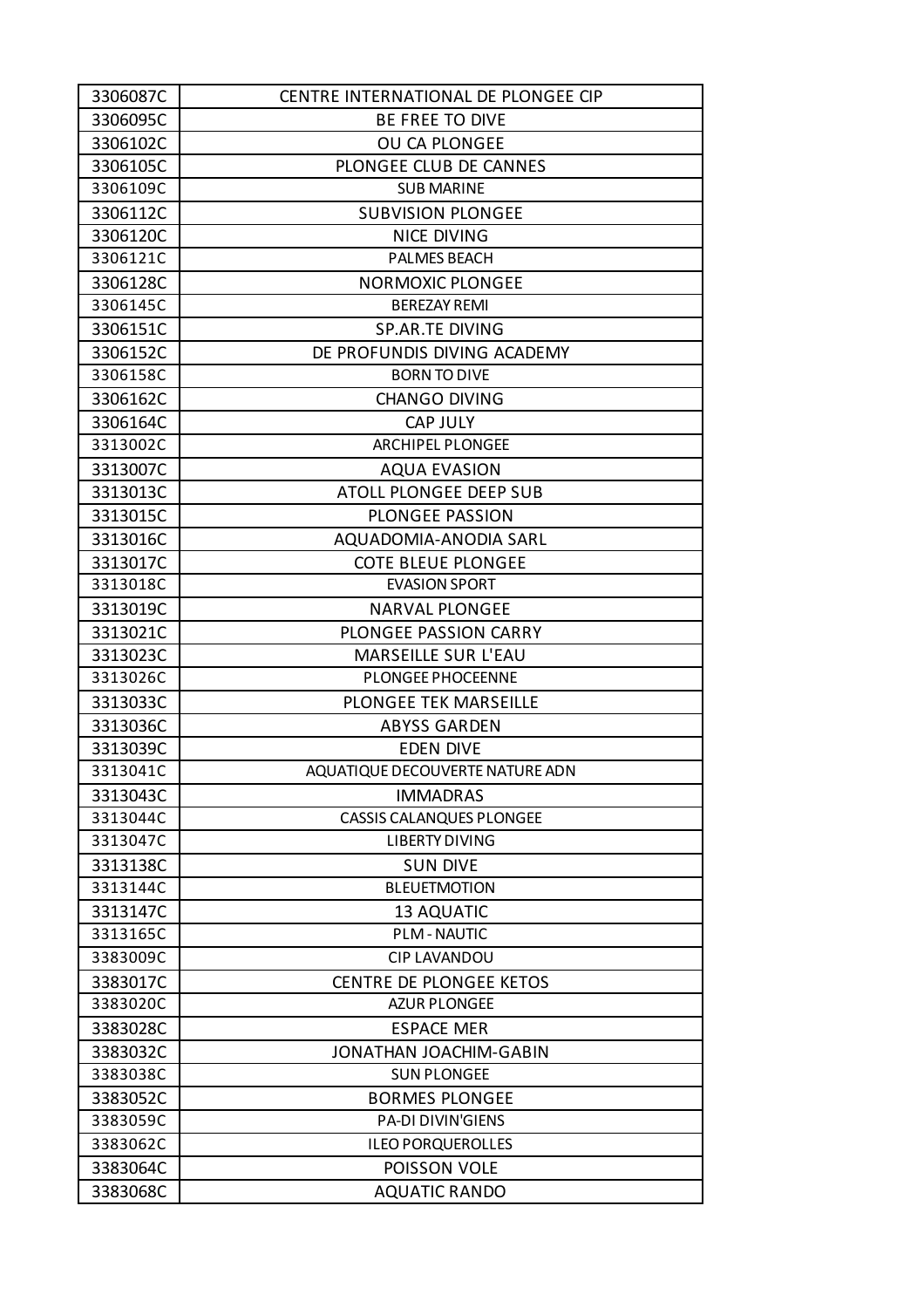| 3306087C | CENTRE INTERNATIONAL DE PLONGEE CIP |
|---|---|
| 3306095C | BE FREE TO DIVE |
| 3306102C | OU CA PLONGEE |
| 3306105C | PLONGEE CLUB DE CANNES |
| 3306109C | SUB MARINE |
| 3306112C | SUBVISION PLONGEE |
| 3306120C | NICE DIVING |
| 3306121C | PALMES BEACH |
| 3306128C | NORMOXIC PLONGEE |
| 3306145C | BEREZAY REMI |
| 3306151C | SP.AR.TE DIVING |
| 3306152C | DE PROFUNDIS DIVING ACADEMY |
| 3306158C | BORN TO DIVE |
| 3306162C | CHANGO DIVING |
| 3306164C | CAP JULY |
| 3313002C | ARCHIPEL PLONGEE |
| 3313007C | AQUA EVASION |
| 3313013C | ATOLL PLONGEE DEEP SUB |
| 3313015C | PLONGEE PASSION |
| 3313016C | AQUADOMIA-ANODIA SARL |
| 3313017C | COTE BLEUE PLONGEE |
| 3313018C | EVASION SPORT |
| 3313019C | NARVAL PLONGEE |
| 3313021C | PLONGEE PASSION CARRY |
| 3313023C | MARSEILLE SUR L'EAU |
| 3313026C | PLONGEE PHOCEENNE |
| 3313033C | PLONGEE TEK MARSEILLE |
| 3313036C | ABYSS GARDEN |
| 3313039C | EDEN DIVE |
| 3313041C | AQUATIQUE DECOUVERTE NATURE ADN |
| 3313043C | IMMADRAS |
| 3313044C | CASSIS CALANQUES PLONGEE |
| 3313047C | LIBERTY DIVING |
| 3313138C | SUN DIVE |
| 3313144C | BLEUETMOTION |
| 3313147C | 13 AQUATIC |
| 3313165C | PLM - NAUTIC |
| 3383009C | CIP LAVANDOU |
| 3383017C | CENTRE DE PLONGEE KETOS |
| 3383020C | AZUR PLONGEE |
| 3383028C | ESPACE MER |
| 3383032C | JONATHAN JOACHIM-GABIN |
| 3383038C | SUN PLONGEE |
| 3383052C | BORMES PLONGEE |
| 3383059C | PA-DI DIVIN'GIENS |
| 3383062C | ILEO PORQUEROLLES |
| 3383064C | POISSON VOLE |
| 3383068C | AQUATIC RANDO |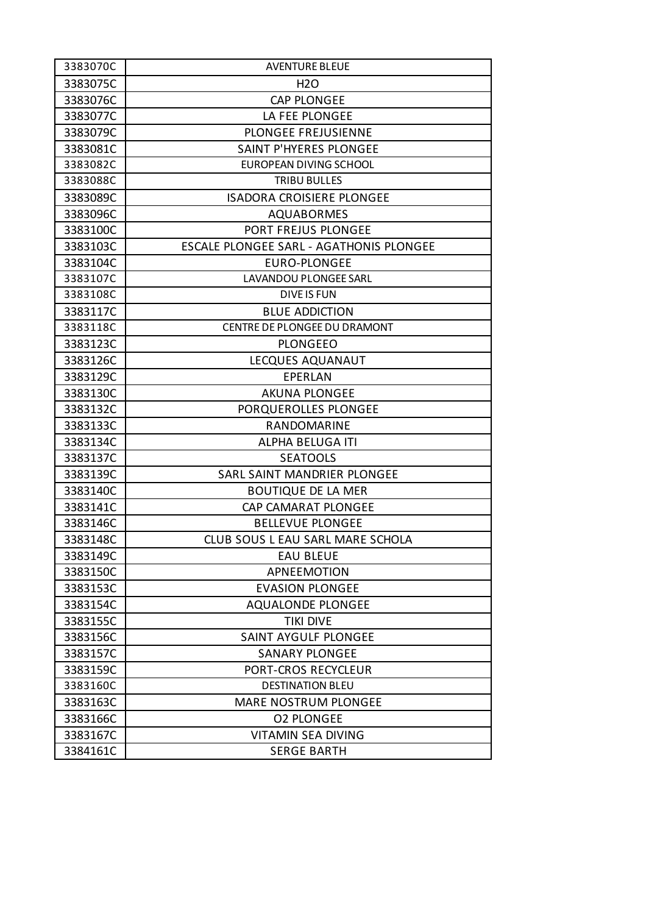| | |
|---|---|
| 3383070C | AVENTURE BLEUE |
| 3383075C | H2O |
| 3383076C | CAP PLONGEE |
| 3383077C | LA FEE PLONGEE |
| 3383079C | PLONGEE FREJUSIENNE |
| 3383081C | SAINT P'HYERES PLONGEE |
| 3383082C | EUROPEAN DIVING SCHOOL |
| 3383088C | TRIBU BULLES |
| 3383089C | ISADORA CROISIERE PLONGEE |
| 3383096C | AQUABORMES |
| 3383100C | PORT FREJUS PLONGEE |
| 3383103C | ESCALE PLONGEE SARL - AGATHONIS PLONGEE |
| 3383104C | EURO-PLONGEE |
| 3383107C | LAVANDOU PLONGEE SARL |
| 3383108C | DIVE IS FUN |
| 3383117C | BLUE ADDICTION |
| 3383118C | CENTRE DE PLONGEE DU DRAMONT |
| 3383123C | PLONGEEO |
| 3383126C | LECQUES AQUANAUT |
| 3383129C | EPERLAN |
| 3383130C | AKUNA PLONGEE |
| 3383132C | PORQUEROLLES PLONGEE |
| 3383133C | RANDOMARINE |
| 3383134C | ALPHA BELUGA ITI |
| 3383137C | SEATOOLS |
| 3383139C | SARL SAINT MANDRIER PLONGEE |
| 3383140C | BOUTIQUE DE LA MER |
| 3383141C | CAP CAMARAT PLONGEE |
| 3383146C | BELLEVUE PLONGEE |
| 3383148C | CLUB SOUS L EAU SARL MARE SCHOLA |
| 3383149C | EAU BLEUE |
| 3383150C | APNEEMOTION |
| 3383153C | EVASION PLONGEE |
| 3383154C | AQUALONDE PLONGEE |
| 3383155C | TIKI DIVE |
| 3383156C | SAINT AYGULF PLONGEE |
| 3383157C | SANARY PLONGEE |
| 3383159C | PORT-CROS RECYCLEUR |
| 3383160C | DESTINATION BLEU |
| 3383163C | MARE NOSTRUM PLONGEE |
| 3383166C | O2 PLONGEE |
| 3383167C | VITAMIN SEA DIVING |
| 3384161C | SERGE BARTH |